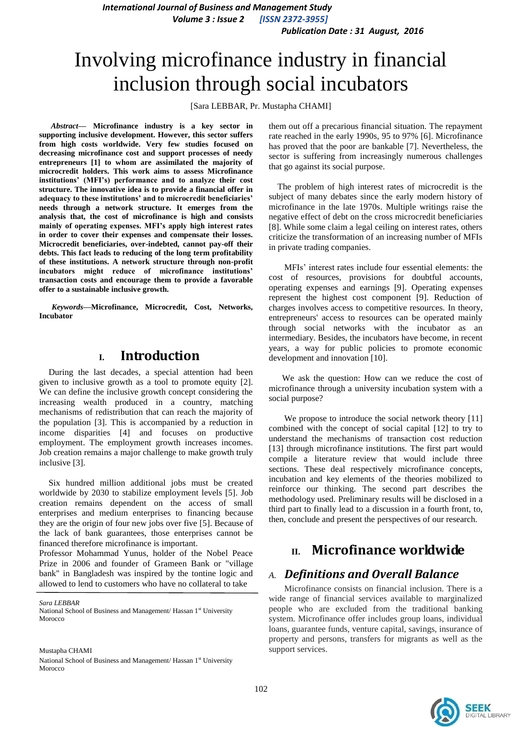# Involving microfinance industry in financial inclusion through social incubators

[Sara LEBBAR, Pr. Mustapha CHAMI]

***Abstract***— **Microfinance industry is a key sector in supporting inclusive development. However, this sector suffers from high costs worldwide. Very few studies focused on decreasing microfinance cost and support processes of needy entrepreneurs [1] to whom are assimilated the majority of microcredit holders. This work aims to assess Microfinance institutions' (MFI's) performance and to analyze their cost structure. The innovative idea is to provide a financial offer in adequacy to these institutions' and to microcredit beneficiaries' needs through a network structure. It emerges from the analysis that, the cost of microfinance is high and consists mainly of operating expenses. MFI's apply high interest rates in order to cover their expenses and compensate their losses. Microcredit beneficiaries, over-indebted, cannot pay-off their debts. This fact leads to reducing of the long term profitability of these institutions. A network structure through non-profit incubators might reduce of microfinance institutions' transaction costs and encourage them to provide a favorable offer to a sustainable inclusive growth.**

***Keywords*—Microfinance, Microcredit, Cost, Networks, Incubator**

## I. Introduction

During the last decades, a special attention had been given to inclusive growth as a tool to promote equity [2]. We can define the inclusive growth concept considering the increasing wealth produced in a country, matching mechanisms of redistribution that can reach the majority of the population [3]. This is accompanied by a reduction in income disparities [4] and focuses on productive employment. The employment growth increases incomes. Job creation remains a major challenge to make growth truly inclusive [3].

Six hundred million additional jobs must be created worldwide by 2030 to stabilize employment levels [5]. Job creation remains dependent on the access of small enterprises and medium enterprises to financing because they are the origin of four new jobs over five [5]. Because of the lack of bank guarantees, those enterprises cannot be financed therefore microfinance is important.
Professor Mohammad Yunus, holder of the Nobel Peace Prize in 2006 and founder of Grameen Bank or "village bank" in Bangladesh was inspired by the tontine logic and allowed to lend to customers who have no collateral to take them out off a precarious financial situation. The repayment rate reached in the early 1990s, 95 to 97% [6]. Microfinance has proved that the poor are bankable [7]. Nevertheless, the sector is suffering from increasingly numerous challenges that go against its social purpose.

The problem of high interest rates of microcredit is the subject of many debates since the early modern history of microfinance in the late 1970s. Multiple writings raise the negative effect of debt on the cross microcredit beneficiaries [8]. While some claim a legal ceiling on interest rates, others criticize the transformation of an increasing number of MFIs in private trading companies.

MFIs' interest rates include four essential elements: the cost of resources, provisions for doubtful accounts, operating expenses and earnings [9]. Operating expenses represent the highest cost component [9]. Reduction of charges involves access to competitive resources. In theory, entrepreneurs' access to resources can be operated mainly through social networks with the incubator as an intermediary. Besides, the incubators have become, in recent years, a way for public policies to promote economic development and innovation [10].

We ask the question: How can we reduce the cost of microfinance through a university incubation system with a social purpose?

We propose to introduce the social network theory [11] combined with the concept of social capital [12] to try to understand the mechanisms of transaction cost reduction [13] through microfinance institutions. The first part would compile a literature review that would include three sections. These deal respectively microfinance concepts, incubation and key elements of the theories mobilized to reinforce our thinking. The second part describes the methodology used. Preliminary results will be disclosed in a third part to finally lead to a discussion in a fourth front, to, then, conclude and present the perspectives of our research.

## II. Microfinance worldwide

### A. Definitions and Overall Balance

Microfinance consists on financial inclusion. There is a wide range of financial services available to marginalized people who are excluded from the traditional banking system. Microfinance offer includes group loans, individual loans, guarantee funds, venture capital, savings, insurance of property and persons, transfers for migrants as well as the support services.

*Sara LEBBAR*
National School of Business and Management/ Hassan 1st University
Morocco

Mustapha CHAMI
National School of Business and Management/ Hassan 1st University
Morocco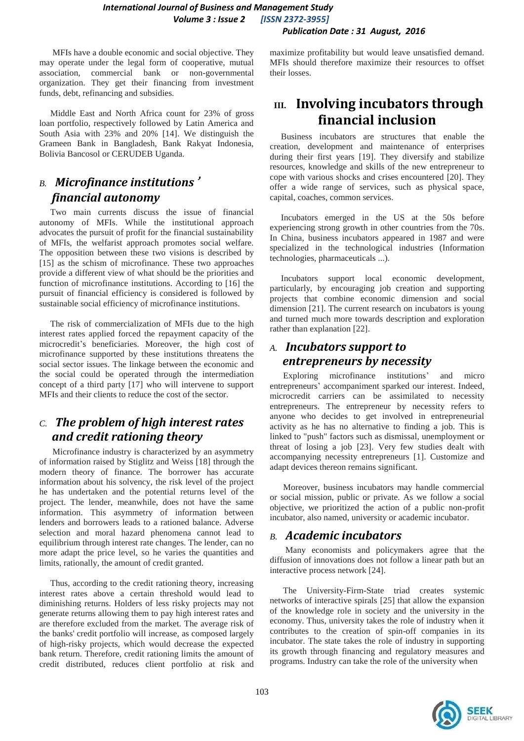MFIs have a double economic and social objective. They may operate under the legal form of cooperative, mutual association, commercial bank or non-governmental organization. They get their financing from investment funds, debt, refinancing and subsidies.

Middle East and North Africa count for 23% of gross loan portfolio, respectively followed by Latin America and South Asia with 23% and 20% [14]. We distinguish the Grameen Bank in Bangladesh, Bank Rakyat Indonesia, Bolivia Bancosol or CERUDEB Uganda.

### B. *Microfinance institutions' financial autonomy*

Two main currents discuss the issue of financial autonomy of MFIs. While the institutional approach advocates the pursuit of profit for the financial sustainability of MFIs, the welfarist approach promotes social welfare. The opposition between these two visions is described by [15] as the schism of microfinance. These two approaches provide a different view of what should be the priorities and function of microfinance institutions. According to [16] the pursuit of financial efficiency is considered is followed by sustainable social efficiency of microfinance institutions.

The risk of commercialization of MFIs due to the high interest rates applied forced the repayment capacity of the microcredit's beneficiaries. Moreover, the high cost of microfinance supported by these institutions threatens the social sector issues. The linkage between the economic and the social could be operated through the intermediation concept of a third party [17] who will intervene to support MFIs and their clients to reduce the cost of the sector.

### C. *The problem of high interest rates and credit rationing theory*

Microfinance industry is characterized by an asymmetry of information raised by Stiglitz and Weiss [18] through the modern theory of finance. The borrower has accurate information about his solvency, the risk level of the project he has undertaken and the potential returns level of the project. The lender, meanwhile, does not have the same information. This asymmetry of information between lenders and borrowers leads to a rationed balance. Adverse selection and moral hazard phenomena cannot lead to equilibrium through interest rate changes. The lender, can no more adapt the price level, so he varies the quantities and limits, rationally, the amount of credit granted.

Thus, according to the credit rationing theory, increasing interest rates above a certain threshold would lead to diminishing returns. Holders of less risky projects may not generate returns allowing them to pay high interest rates and are therefore excluded from the market. The average risk of the banks' credit portfolio will increase, as composed largely of high-risky projects, which would decrease the expected bank return. Therefore, credit rationing limits the amount of credit distributed, reduces client portfolio at risk and maximize profitability but would leave unsatisfied demand. MFIs should therefore maximize their resources to offset their losses.

## III. Involving incubators through financial inclusion

Business incubators are structures that enable the creation, development and maintenance of enterprises during their first years [19]. They diversify and stabilize resources, knowledge and skills of the new entrepreneur to cope with various shocks and crises encountered [20]. They offer a wide range of services, such as physical space, capital, coaches, common services.

Incubators emerged in the US at the 50s before experiencing strong growth in other countries from the 70s. In China, business incubators appeared in 1987 and were specialized in the technological industries (Information technologies, pharmaceuticals ...).

Incubators support local economic development, particularly, by encouraging job creation and supporting projects that combine economic dimension and social dimension [21]. The current research on incubators is young and turned much more towards description and exploration rather than explanation [22].

### A. *Incubators support to entrepreneurs by necessity*

Exploring microfinance institutions' and micro entrepreneurs' accompaniment sparked our interest. Indeed, microcredit carriers can be assimilated to necessity entrepreneurs. The entrepreneur by necessity refers to anyone who decides to get involved in entrepreneurial activity as he has no alternative to finding a job. This is linked to "push" factors such as dismissal, unemployment or threat of losing a job [23]. Very few studies dealt with accompanying necessity entrepreneurs [1]. Customize and adapt devices thereon remains significant.

Moreover, business incubators may handle commercial or social mission, public or private. As we follow a social objective, we prioritized the action of a public non-profit incubator, also named, university or academic incubator.

### B. *Academic incubators*

Many economists and policymakers agree that the diffusion of innovations does not follow a linear path but an interactive process network [24].

The University-Firm-State triad creates systemic networks of interactive spirals [25] that allow the expansion of the knowledge role in society and the university in the economy. Thus, university takes the role of industry when it contributes to the creation of spin-off companies in its incubator. The state takes the role of industry in supporting its growth through financing and regulatory measures and programs. Industry can take the role of the university when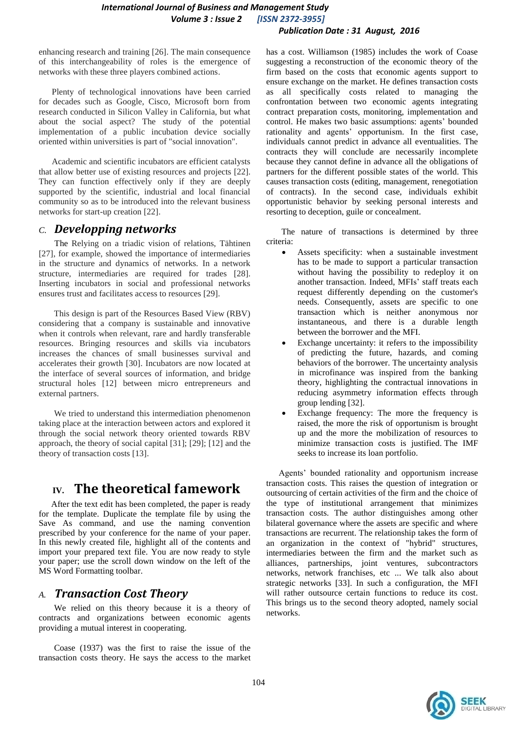enhancing research and training [26]. The main consequence of this interchangeability of roles is the emergence of networks with these three players combined actions.

Plenty of technological innovations have been carried for decades such as Google, Cisco, Microsoft born from research conducted in Silicon Valley in California, but what about the social aspect? The study of the potential implementation of a public incubation device socially oriented within universities is part of "social innovation".

Academic and scientific incubators are efficient catalysts that allow better use of existing resources and projects [22]. They can function effectively only if they are deeply supported by the scientific, industrial and local financial community so as to be introduced into the relevant business networks for start-up creation [22].

### *C. Developping networks*

The Relying on a triadic vision of relations, Tähtinen [27], for example, showed the importance of intermediaries in the structure and dynamics of networks. In a network structure, intermediaries are required for trades [28]. Inserting incubators in social and professional networks ensures trust and facilitates access to resources [29].

This design is part of the Resources Based View (RBV) considering that a company is sustainable and innovative when it controls when relevant, rare and hardly transferable resources. Bringing resources and skills via incubators increases the chances of small businesses survival and accelerates their growth [30]. Incubators are now located at the interface of several sources of information, and bridge structural holes [12] between micro entrepreneurs and external partners.

We tried to understand this intermediation phenomenon taking place at the interaction between actors and explored it through the social network theory oriented towards RBV approach, the theory of social capital [31]; [29]; [12] and the theory of transaction costs [13].

## IV. The theoretical famework

After the text edit has been completed, the paper is ready for the template. Duplicate the template file by using the Save As command, and use the naming convention prescribed by your conference for the name of your paper. In this newly created file, highlight all of the contents and import your prepared text file. You are now ready to style your paper; use the scroll down window on the left of the MS Word Formatting toolbar.

### *A. Transaction Cost Theory*

We relied on this theory because it is a theory of contracts and organizations between economic agents providing a mutual interest in cooperating.

Coase (1937) was the first to raise the issue of the transaction costs theory. He says the access to the market has a cost. Williamson (1985) includes the work of Coase suggesting a reconstruction of the economic theory of the firm based on the costs that economic agents support to ensure exchange on the market. He defines transaction costs as all specifically costs related to managing the confrontation between two economic agents integrating contract preparation costs, monitoring, implementation and control. He makes two basic assumptions: agents' bounded rationality and agents' opportunism. In the first case, individuals cannot predict in advance all eventualities. The contracts they will conclude are necessarily incomplete because they cannot define in advance all the obligations of partners for the different possible states of the world. This causes transaction costs (editing, management, renegotiation of contracts). In the second case, individuals exhibit opportunistic behavior by seeking personal interests and resorting to deception, guile or concealment.

The nature of transactions is determined by three criteria:

- Assets specificity: when a sustainable investment has to be made to support a particular transaction without having the possibility to redeploy it on another transaction. Indeed, MFIs' staff treats each request differently depending on the customer's needs. Consequently, assets are specific to one transaction which is neither anonymous nor instantaneous, and there is a durable length between the borrower and the MFI.
- Exchange uncertainty: it refers to the impossibility of predicting the future, hazards, and coming behaviors of the borrower. The uncertainty analysis in microfinance was inspired from the banking theory, highlighting the contractual innovations in reducing asymmetry information effects through group lending [32].
- Exchange frequency: The more the frequency is raised, the more the risk of opportunism is brought up and the more the mobilization of resources to minimize transaction costs is justified. The IMF seeks to increase its loan portfolio.

Agents' bounded rationality and opportunism increase transaction costs. This raises the question of integration or outsourcing of certain activities of the firm and the choice of the type of institutional arrangement that minimizes transaction costs. The author distinguishes among other bilateral governance where the assets are specific and where transactions are recurrent. The relationship takes the form of an organization in the context of "hybrid" structures, intermediaries between the firm and the market such as alliances, partnerships, joint ventures, subcontractors networks, network franchises, etc ... We talk also about strategic networks [33]. In such a configuration, the MFI will rather outsource certain functions to reduce its cost. This brings us to the second theory adopted, namely social networks.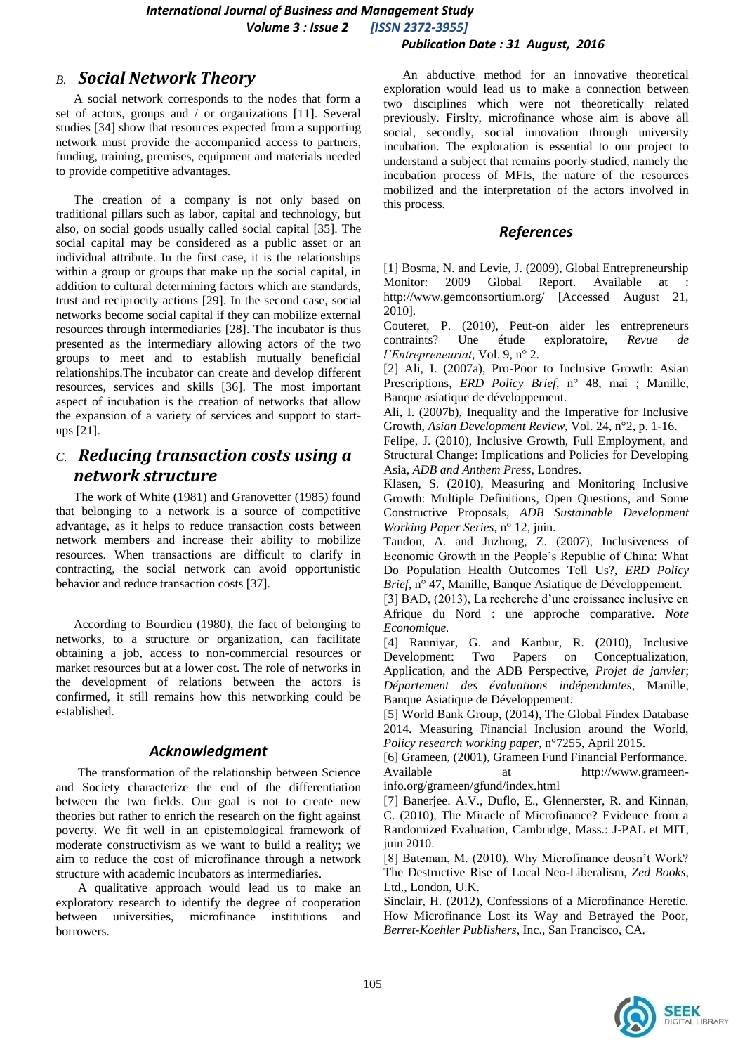### *B. Social Network Theory*

A social network corresponds to the nodes that form a set of actors, groups and / or organizations [11]. Several studies [34] show that resources expected from a supporting network must provide the accompanied access to partners, funding, training, premises, equipment and materials needed to provide competitive advantages.

The creation of a company is not only based on traditional pillars such as labor, capital and technology, but also, on social goods usually called social capital [35]. The social capital may be considered as a public asset or an individual attribute. In the first case, it is the relationships within a group or groups that make up the social capital, in addition to cultural determining factors which are standards, trust and reciprocity actions [29]. In the second case, social networks become social capital if they can mobilize external resources through intermediaries [28]. The incubator is thus presented as the intermediary allowing actors of the two groups to meet and to establish mutually beneficial relationships.The incubator can create and develop different resources, services and skills [36]. The most important aspect of incubation is the creation of networks that allow the expansion of a variety of services and support to start-ups [21].

### *C. Reducing transaction costs using a network structure*

The work of White (1981) and Granovetter (1985) found that belonging to a network is a source of competitive advantage, as it helps to reduce transaction costs between network members and increase their ability to mobilize resources. When transactions are difficult to clarify in contracting, the social network can avoid opportunistic behavior and reduce transaction costs [37].

According to Bourdieu (1980), the fact of belonging to networks, to a structure or organization, can facilitate obtaining a job, access to non-commercial resources or market resources but at a lower cost. The role of networks in the development of relations between the actors is confirmed, it still remains how this networking could be established.

## *Acknowledgment*

The transformation of the relationship between Science and Society characterize the end of the differentiation between the two fields. Our goal is not to create new theories but rather to enrich the research on the fight against poverty. We fit well in an epistemological framework of moderate constructivism as we want to build a reality; we aim to reduce the cost of microfinance through a network structure with academic incubators as intermediaries.

A qualitative approach would lead us to make an exploratory research to identify the degree of cooperation between universities, microfinance institutions and borrowers.

An abductive method for an innovative theoretical exploration would lead us to make a connection between two disciplines which were not theoretically related previously. Firslty, microfinance whose aim is above all social, secondly, social innovation through university incubation. The exploration is essential to our project to understand a subject that remains poorly studied, namely the incubation process of MFIs, the nature of the resources mobilized and the interpretation of the actors involved in this process.

## *References*

[1] Bosma, N. and Levie, J. (2009), Global Entrepreneurship Monitor: 2009 Global Report. Available at : http://www.gemconsortium.org/ [Accessed August 21, 2010].

Couteret, P. (2010), Peut-on aider les entrepreneurs contraints? Une étude exploratoire, *Revue de l'Entrepreneuriat*, Vol. 9, n° 2.

[2] Ali, I. (2007a), Pro-Poor to Inclusive Growth: Asian Prescriptions, *ERD Policy Brief*, n° 48, mai ; Manille, Banque asiatique de développement.

Ali, I. (2007b), Inequality and the Imperative for Inclusive Growth, *Asian Development Review*, Vol. 24, n°2, p. 1-16.

Felipe, J. (2010), Inclusive Growth, Full Employment, and Structural Change: Implications and Policies for Developing Asia, *ADB and Anthem Press*, Londres.

Klasen, S. (2010), Measuring and Monitoring Inclusive Growth: Multiple Definitions, Open Questions, and Some Constructive Proposals, *ADB Sustainable Development Working Paper Series*, n° 12, juin.

Tandon, A. and Juzhong, Z. (2007), Inclusiveness of Economic Growth in the People's Republic of China: What Do Population Health Outcomes Tell Us?, *ERD Policy Brief*, n° 47, Manille, Banque Asiatique de Développement.

[3] BAD, (2013), La recherche d'une croissance inclusive en Afrique du Nord : une approche comparative. *Note Economique.*

[4] Rauniyar, G. and Kanbur, R. (2010), Inclusive Development: Two Papers on Conceptualization, Application, and the ADB Perspective, *Projet de janvier*; *Département des évaluations indépendantes*, Manille, Banque Asiatique de Développement.

[5] World Bank Group, (2014), The Global Findex Database 2014. Measuring Financial Inclusion around the World, *Policy research working paper*, n°7255, April 2015.

[6] Grameen, (2001), Grameen Fund Financial Performance. Available at http://www.grameen-info.org/grameen/gfund/index.html

[7] Banerjee. A.V., Duflo, E., Glennerster, R. and Kinnan, C. (2010), The Miracle of Microfinance? Evidence from a Randomized Evaluation, Cambridge, Mass.: J-PAL et MIT, juin 2010.

[8] Bateman, M. (2010), Why Microfinance deosn't Work? The Destructive Rise of Local Neo-Liberalism, *Zed Books*, Ltd., London, U.K.

Sinclair, H. (2012), Confessions of a Microfinance Heretic. How Microfinance Lost its Way and Betrayed the Poor, *Berret-Koehler Publishers*, Inc., San Francisco, CA.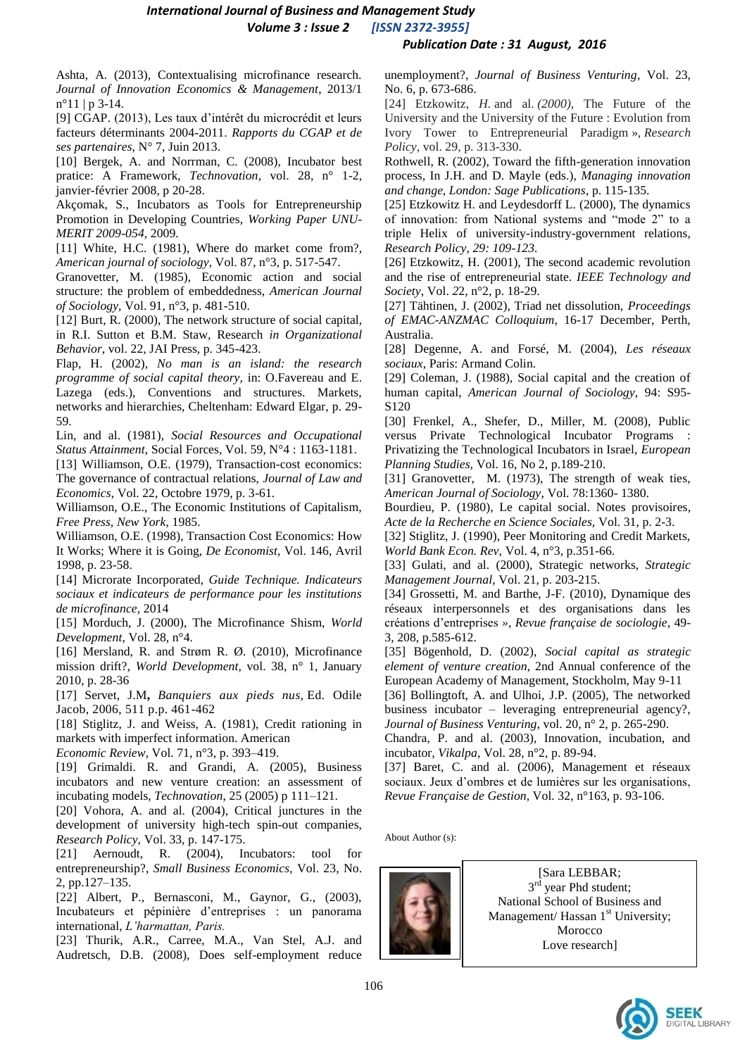Ashta, A. (2013), Contextualising microfinance research. *Journal of Innovation Economics & Management*, 2013/1 n°11 | p 3-14.

[9] CGAP. (2013), Les taux d'intérêt du microcrédit et leurs facteurs déterminants 2004-2011. *Rapports du CGAP et de ses partenaires*, N° 7, Juin 2013.

[10] Bergek, A. and Norrman, C. (2008), Incubator best pratice: A Framework, *Technovation*, vol. 28, n° 1-2, janvier-février 2008, p 20-28.

Akçomak, S., Incubators as Tools for Entrepreneurship Promotion in Developing Countries, *Working Paper UNU-MERIT 2009-054*, 2009.

[11] White, H.C. (1981), Where do market come from?, *American journal of sociology*, Vol. 87, n°3, p. 517-547.

Granovetter, M. (1985), Economic action and social structure: the problem of embeddedness, *American Journal of Sociology*, Vol. 91, n°3, p. 481-510.

[12] Burt, R. (2000), The network structure of social capital, in R.I. Sutton et B.M. Staw, Research *in Organizational Behavior*, vol. 22, JAI Press, p. 345-423.

Flap, H. (2002), *No man is an island: the research programme of social capital theory*, in: O.Favereau and E. Lazega (eds.), Conventions and structures. Markets, networks and hierarchies, Cheltenham: Edward Elgar, p. 29-59.

Lin, and al. (1981), *Social Resources and Occupational Status Attainment*, Social Forces, Vol. 59, N°4 : 1163-1181.

[13] Williamson, O.E. (1979), Transaction-cost economics: The governance of contractual relations, *Journal of Law and Economics*, Vol. 22, Octobre 1979, p. 3-61.

Williamson, O.E., The Economic Institutions of Capitalism, *Free Press, New York*, 1985.

Williamson, O.E. (1998), Transaction Cost Economics: How It Works; Where it is Going, *De Economist*, Vol. 146, Avril 1998, p. 23-58.

[14] Microrate Incorporated, *Guide Technique. Indicateurs sociaux et indicateurs de performance pour les institutions de microfinance*, 2014

[15] Morduch, J. (2000), The Microfinance Shism, *World Development*, Vol. 28, n°4.

[16] Mersland, R. and Strøm R. Ø. (2010), Microfinance mission drift?, *World Development*, vol. 38, n° 1, January 2010, p. 28-36

[17] Servet, J.M**,** *Banquiers aux pieds nus*, Ed. Odile Jacob, 2006, 511 p.p. 461-462

[18] Stiglitz, J. and Weiss, A. (1981), Credit rationing in markets with imperfect information. American *Economic Review*, Vol. 71, n°3, p. 393–419.

[19] Grimaldi. R. and Grandi, A. (2005), Business incubators and new venture creation: an assessment of incubating models, *Technovation*, 25 (2005) p 111–121.

[20] Vohora, A. and al. (2004), Critical junctures in the development of university high-tech spin-out companies, *Research Policy*, Vol. 33, p. 147-175.

[21] Aernoudt, R. (2004), Incubators: tool for entrepreneurship?, *Small Business Economics*, Vol. 23, No. 2, pp.127–135.

[22] Albert, P., Bernasconi, M., Gaynor, G., (2003), Incubateurs et pépinière d'entreprises : un panorama international, *L'harmattan, Paris.*

[23] Thurik, A.R., Carree, M.A., Van Stel, A.J. and Audretsch, D.B. (2008), Does self-employment reduce unemployment?, *Journal of Business Venturing*, Vol. 23, No. 6, p. 673-686.

[24] Etzkowitz, *H.* and al. *(2000)*, The Future of the University and the University of the Future : Evolution from Ivory Tower to Entrepreneurial Paradigm », *Research Policy*, vol. 29, p. 313-330.

Rothwell, R. (2002), Toward the fifth-generation innovation process, In J.H. and D. Mayle (eds.), *Managing innovation and change, London: Sage Publications*, p. 115-135.

[25] Etzkowitz H. and Leydesdorff L. (2000), The dynamics of innovation: from National systems and "mode 2" to a triple Helix of university-industry-government relations, *Research Policy, 29: 109-123.*

[26] Etzkowitz, H. (2001), The second academic revolution and the rise of entrepreneurial state. *IEEE Technology and Society*, Vol. *22*, n°2, p. 18-29.

[27] Tähtinen, J. (2002), Triad net dissolution, *Proceedings of EMAC-ANZMAC Colloquium*, 16-17 December, Perth, Australia.

[28] Degenne, A. and Forsé, M. (2004), *Les réseaux sociaux*, Paris: Armand Colin.

[29] Coleman, J. (1988), Social capital and the creation of human capital, *American Journal of Sociology*, 94: S95-S120

[30] Frenkel, A., Shefer, D., Miller, M. (2008), Public versus Private Technological Incubator Programs : Privatizing the Technological Incubators in Israel, *European Planning Studies*, Vol. 16, No 2, p.189-210.

[31] Granovetter, M. (1973), The strength of weak ties, *American Journal of Sociology*, Vol. 78:1360- 1380.

Bourdieu, P. (1980), Le capital social. Notes provisoires, *Acte de la Recherche en Science Sociales*, Vol. 31, p. 2-3.

[32] Stiglitz, J. (1990), Peer Monitoring and Credit Markets, *World Bank Econ. Rev*, Vol. 4, n°3, p.351-66.

[33] Gulati, and al. (2000), Strategic networks, *Strategic Management Journal*, Vol. 21, p. 203-215.

[34] Grossetti, M. and Barthe, J-F. (2010), Dynamique des réseaux interpersonnels et des organisations dans les créations d'entreprises », *Revue française de sociologie*, 49-3, 208, p.585-612.

[35] Bögenhold, D. (2002), *Social capital as strategic element of venture creation*, 2nd Annual conference of the European Academy of Management, Stockholm, May 9-11

[36] Bollingtoft, A. and Ulhoi, J.P. (2005), The networked business incubator – leveraging entrepreneurial agency?, *Journal of Business Venturing*, vol. 20, n° 2, p. 265-290.

Chandra, P. and al. (2003), Innovation, incubation, and incubator, *Vikalpa*, Vol. 28, n°2, p. 89-94.

[37] Baret, C. and al. (2006), Management et réseaux sociaux. Jeux d'ombres et de lumières sur les organisations, *Revue Française de Gestion*, Vol. 32, n°163, p. 93-106.

About Author (s):

[Sara LEBBAR;
3rd year Phd student;
National School of Business and Management/ Hassan 1st University;
Morocco
Love research]